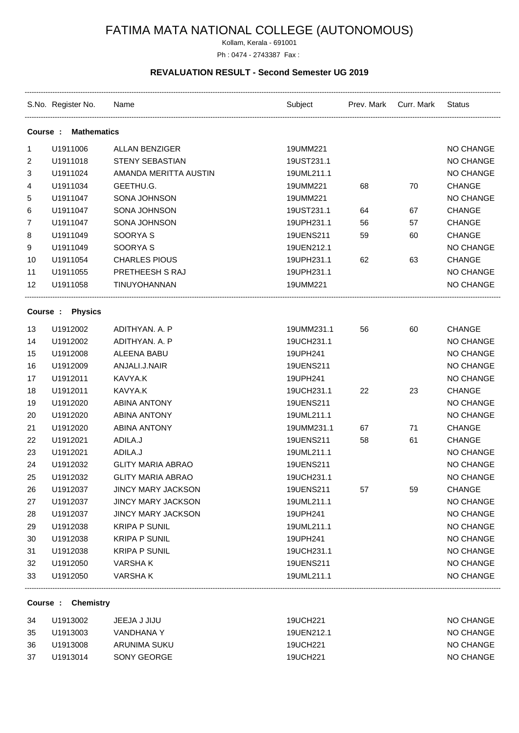# FATIMA MATA NATIONAL COLLEGE (AUTONOMOUS)

Kollam, Kerala - 691001

Ph : 0474 - 2743387 Fax :

## REVALUATION RESULT - Second Semester UG 2019

| S.No. | Register No. | Name | Subject | Prev. Mark | Curr. Mark | Status |
|---|---|---|---|---|---|---|
| **Course : Mathematics** | | | | | | |
| 1 | U1911006 | ALLAN BENZIGER | 19UMM221 | | | NO CHANGE |
| 2 | U1911018 | STENY SEBASTIAN | 19UST231.1 | | | NO CHANGE |
| 3 | U1911024 | AMANDA MERITTA AUSTIN | 19UML211.1 | | | NO CHANGE |
| 4 | U1911034 | GEETHU.G. | 19UMM221 | 68 | 70 | CHANGE |
| 5 | U1911047 | SONA JOHNSON | 19UMM221 | | | NO CHANGE |
| 6 | U1911047 | SONA JOHNSON | 19UST231.1 | 64 | 67 | CHANGE |
| 7 | U1911047 | SONA JOHNSON | 19UPH231.1 | 56 | 57 | CHANGE |
| 8 | U1911049 | SOORYA S | 19UENS211 | 59 | 60 | CHANGE |
| 9 | U1911049 | SOORYA S | 19UEN212.1 | | | NO CHANGE |
| 10 | U1911054 | CHARLES PIOUS | 19UPH231.1 | 62 | 63 | CHANGE |
| 11 | U1911055 | PRETHEESH S RAJ | 19UPH231.1 | | | NO CHANGE |
| 12 | U1911058 | TINUYOHANNAN | 19UMM221 | | | NO CHANGE |
| **Course : Physics** | | | | | | |
| 13 | U1912002 | ADITHYAN. A. P | 19UMM231.1 | 56 | 60 | CHANGE |
| 14 | U1912002 | ADITHYAN. A. P | 19UCH231.1 | | | NO CHANGE |
| 15 | U1912008 | ALEENA BABU | 19UPH241 | | | NO CHANGE |
| 16 | U1912009 | ANJALI.J.NAIR | 19UENS211 | | | NO CHANGE |
| 17 | U1912011 | KAVYA.K | 19UPH241 | | | NO CHANGE |
| 18 | U1912011 | KAVYA.K | 19UCH231.1 | 22 | 23 | CHANGE |
| 19 | U1912020 | ABINA ANTONY | 19UENS211 | | | NO CHANGE |
| 20 | U1912020 | ABINA ANTONY | 19UML211.1 | | | NO CHANGE |
| 21 | U1912020 | ABINA ANTONY | 19UMM231.1 | 67 | 71 | CHANGE |
| 22 | U1912021 | ADILA.J | 19UENS211 | 58 | 61 | CHANGE |
| 23 | U1912021 | ADILA.J | 19UML211.1 | | | NO CHANGE |
| 24 | U1912032 | GLITY MARIA ABRAO | 19UENS211 | | | NO CHANGE |
| 25 | U1912032 | GLITY MARIA ABRAO | 19UCH231.1 | | | NO CHANGE |
| 26 | U1912037 | JINCY MARY JACKSON | 19UENS211 | 57 | 59 | CHANGE |
| 27 | U1912037 | JINCY MARY JACKSON | 19UML211.1 | | | NO CHANGE |
| 28 | U1912037 | JINCY MARY JACKSON | 19UPH241 | | | NO CHANGE |
| 29 | U1912038 | KRIPA P SUNIL | 19UML211.1 | | | NO CHANGE |
| 30 | U1912038 | KRIPA P SUNIL | 19UPH241 | | | NO CHANGE |
| 31 | U1912038 | KRIPA P SUNIL | 19UCH231.1 | | | NO CHANGE |
| 32 | U1912050 | VARSHA K | 19UENS211 | | | NO CHANGE |
| 33 | U1912050 | VARSHA K | 19UML211.1 | | | NO CHANGE |
| **Course : Chemistry** | | | | | | |
| 34 | U1913002 | JEEJA J JIJU | 19UCH221 | | | NO CHANGE |
| 35 | U1913003 | VANDHANA Y | 19UEN212.1 | | | NO CHANGE |
| 36 | U1913008 | ARUNIMA SUKU | 19UCH221 | | | NO CHANGE |
| 37 | U1913014 | SONY GEORGE | 19UCH221 | | | NO CHANGE |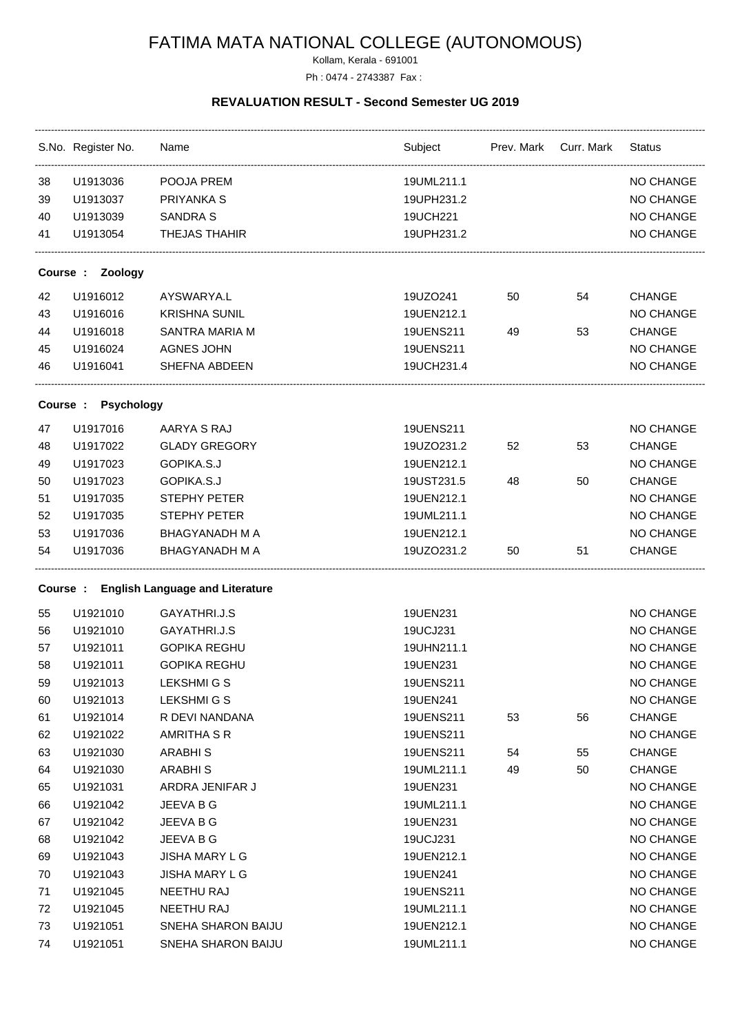# FATIMA MATA NATIONAL COLLEGE (AUTONOMOUS)

Kollam, Kerala - 691001

Ph : 0474 - 2743387 Fax :

## REVALUATION RESULT - Second Semester UG 2019

| S.No. | Register No. | Name | Subject | Prev. Mark | Curr. Mark | Status |
|---|---|---|---|---|---|---|
| 38 | U1913036 | POOJA PREM | 19UML211.1 | | | NO CHANGE |
| 39 | U1913037 | PRIYANKA S | 19UPH231.2 | | | NO CHANGE |
| 40 | U1913039 | SANDRA S | 19UCH221 | | | NO CHANGE |
| 41 | U1913054 | THEJAS THAHIR | 19UPH231.2 | | | NO CHANGE |

**Course : Zoology**

| S.No. | Register No. | Name | Subject | Prev. Mark | Curr. Mark | Status |
|---|---|---|---|---|---|---|
| 42 | U1916012 | AYSWARYA.L | 19UZO241 | 50 | 54 | CHANGE |
| 43 | U1916016 | KRISHNA SUNIL | 19UEN212.1 | | | NO CHANGE |
| 44 | U1916018 | SANTRA MARIA M | 19UENS211 | 49 | 53 | CHANGE |
| 45 | U1916024 | AGNES JOHN | 19UENS211 | | | NO CHANGE |
| 46 | U1916041 | SHEFNA ABDEEN | 19UCH231.4 | | | NO CHANGE |

**Course : Psychology**

| S.No. | Register No. | Name | Subject | Prev. Mark | Curr. Mark | Status |
|---|---|---|---|---|---|---|
| 47 | U1917016 | AARYA S RAJ | 19UENS211 | | | NO CHANGE |
| 48 | U1917022 | GLADY GREGORY | 19UZO231.2 | 52 | 53 | CHANGE |
| 49 | U1917023 | GOPIKA.S.J | 19UEN212.1 | | | NO CHANGE |
| 50 | U1917023 | GOPIKA.S.J | 19UST231.5 | 48 | 50 | CHANGE |
| 51 | U1917035 | STEPHY PETER | 19UEN212.1 | | | NO CHANGE |
| 52 | U1917035 | STEPHY PETER | 19UML211.1 | | | NO CHANGE |
| 53 | U1917036 | BHAGYANADH M A | 19UEN212.1 | | | NO CHANGE |
| 54 | U1917036 | BHAGYANADH M A | 19UZO231.2 | 50 | 51 | CHANGE |

**Course : English Language and Literature**

| S.No. | Register No. | Name | Subject | Prev. Mark | Curr. Mark | Status |
|---|---|---|---|---|---|---|
| 55 | U1921010 | GAYATHRI.J.S | 19UEN231 | | | NO CHANGE |
| 56 | U1921010 | GAYATHRI.J.S | 19UCJ231 | | | NO CHANGE |
| 57 | U1921011 | GOPIKA REGHU | 19UHN211.1 | | | NO CHANGE |
| 58 | U1921011 | GOPIKA REGHU | 19UEN231 | | | NO CHANGE |
| 59 | U1921013 | LEKSHMI G S | 19UENS211 | | | NO CHANGE |
| 60 | U1921013 | LEKSHMI G S | 19UEN241 | | | NO CHANGE |
| 61 | U1921014 | R DEVI NANDANA | 19UENS211 | 53 | 56 | CHANGE |
| 62 | U1921022 | AMRITHA S R | 19UENS211 | | | NO CHANGE |
| 63 | U1921030 | ARABHI S | 19UENS211 | 54 | 55 | CHANGE |
| 64 | U1921030 | ARABHI S | 19UML211.1 | 49 | 50 | CHANGE |
| 65 | U1921031 | ARDRA JENIFAR J | 19UEN231 | | | NO CHANGE |
| 66 | U1921042 | JEEVA B G | 19UML211.1 | | | NO CHANGE |
| 67 | U1921042 | JEEVA B G | 19UEN231 | | | NO CHANGE |
| 68 | U1921042 | JEEVA B G | 19UCJ231 | | | NO CHANGE |
| 69 | U1921043 | JISHA MARY L G | 19UEN212.1 | | | NO CHANGE |
| 70 | U1921043 | JISHA MARY L G | 19UEN241 | | | NO CHANGE |
| 71 | U1921045 | NEETHU RAJ | 19UENS211 | | | NO CHANGE |
| 72 | U1921045 | NEETHU RAJ | 19UML211.1 | | | NO CHANGE |
| 73 | U1921051 | SNEHA SHARON BAIJU | 19UEN212.1 | | | NO CHANGE |
| 74 | U1921051 | SNEHA SHARON BAIJU | 19UML211.1 | | | NO CHANGE |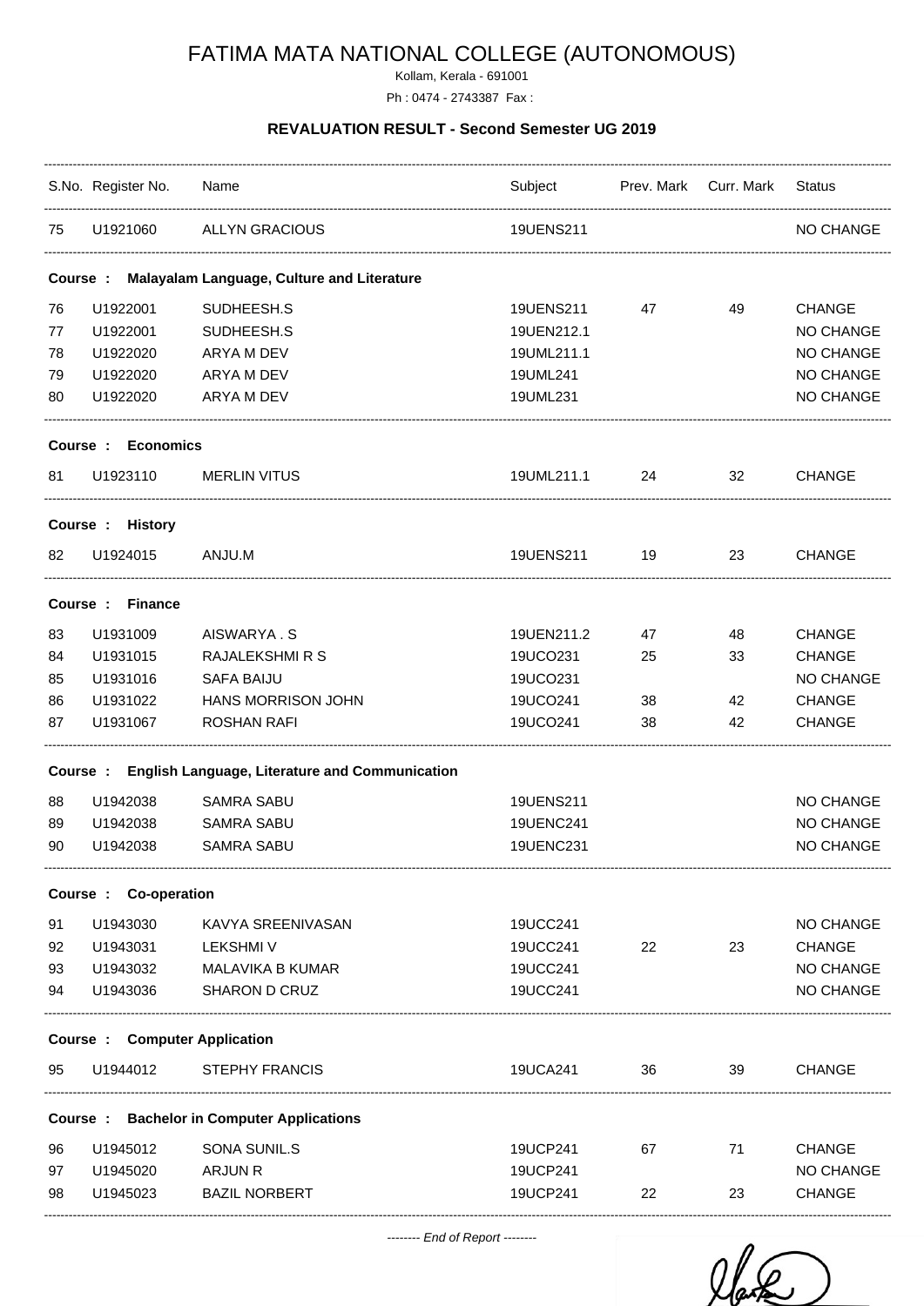# FATIMA MATA NATIONAL COLLEGE (AUTONOMOUS)

Kollam, Kerala - 691001

Ph : 0474 - 2743387 Fax :

## REVALUATION RESULT - Second Semester UG 2019

| S.No. | Register No. | Name | Subject | Prev. Mark | Curr. Mark | Status |
|---|---|---|---|---|---|---|
| 75 | U1921060 | ALLYN GRACIOUS | 19UENS211 | | | NO CHANGE |
| **Course : Malayalam Language, Culture and Literature** | | | | | | |
| 76 | U1922001 | SUDHEESH.S | 19UENS211 | 47 | 49 | CHANGE |
| 77 | U1922001 | SUDHEESH.S | 19UEN212.1 | | | NO CHANGE |
| 78 | U1922020 | ARYA M DEV | 19UML211.1 | | | NO CHANGE |
| 79 | U1922020 | ARYA M DEV | 19UML241 | | | NO CHANGE |
| 80 | U1922020 | ARYA M DEV | 19UML231 | | | NO CHANGE |
| **Course : Economics** | | | | | | |
| 81 | U1923110 | MERLIN VITUS | 19UML211.1 | 24 | 32 | CHANGE |
| **Course : History** | | | | | | |
| 82 | U1924015 | ANJU.M | 19UENS211 | 19 | 23 | CHANGE |
| **Course : Finance** | | | | | | |
| 83 | U1931009 | AISWARYA . S | 19UEN211.2 | 47 | 48 | CHANGE |
| 84 | U1931015 | RAJALEKSHMI R S | 19UCO231 | 25 | 33 | CHANGE |
| 85 | U1931016 | SAFA BAIJU | 19UCO231 | | | NO CHANGE |
| 86 | U1931022 | HANS MORRISON JOHN | 19UCO241 | 38 | 42 | CHANGE |
| 87 | U1931067 | ROSHAN RAFI | 19UCO241 | 38 | 42 | CHANGE |
| **Course : English Language, Literature and Communication** | | | | | | |
| 88 | U1942038 | SAMRA SABU | 19UENS211 | | | NO CHANGE |
| 89 | U1942038 | SAMRA SABU | 19UENC241 | | | NO CHANGE |
| 90 | U1942038 | SAMRA SABU | 19UENC231 | | | NO CHANGE |
| **Course : Co-operation** | | | | | | |
| 91 | U1943030 | KAVYA SREENIVASAN | 19UCC241 | | | NO CHANGE |
| 92 | U1943031 | LEKSHMI V | 19UCC241 | 22 | 23 | CHANGE |
| 93 | U1943032 | MALAVIKA B KUMAR | 19UCC241 | | | NO CHANGE |
| 94 | U1943036 | SHARON D CRUZ | 19UCC241 | | | NO CHANGE |
| **Course : Computer Application** | | | | | | |
| 95 | U1944012 | STEPHY FRANCIS | 19UCA241 | 36 | 39 | CHANGE |
| **Course : Bachelor in Computer Applications** | | | | | | |
| 96 | U1945012 | SONA SUNIL.S | 19UCP241 | 67 | 71 | CHANGE |
| 97 | U1945020 | ARJUN R | 19UCP241 | | | NO CHANGE |
| 98 | U1945023 | BAZIL NORBERT | 19UCP241 | 22 | 23 | CHANGE |

*-------- End of Report --------*